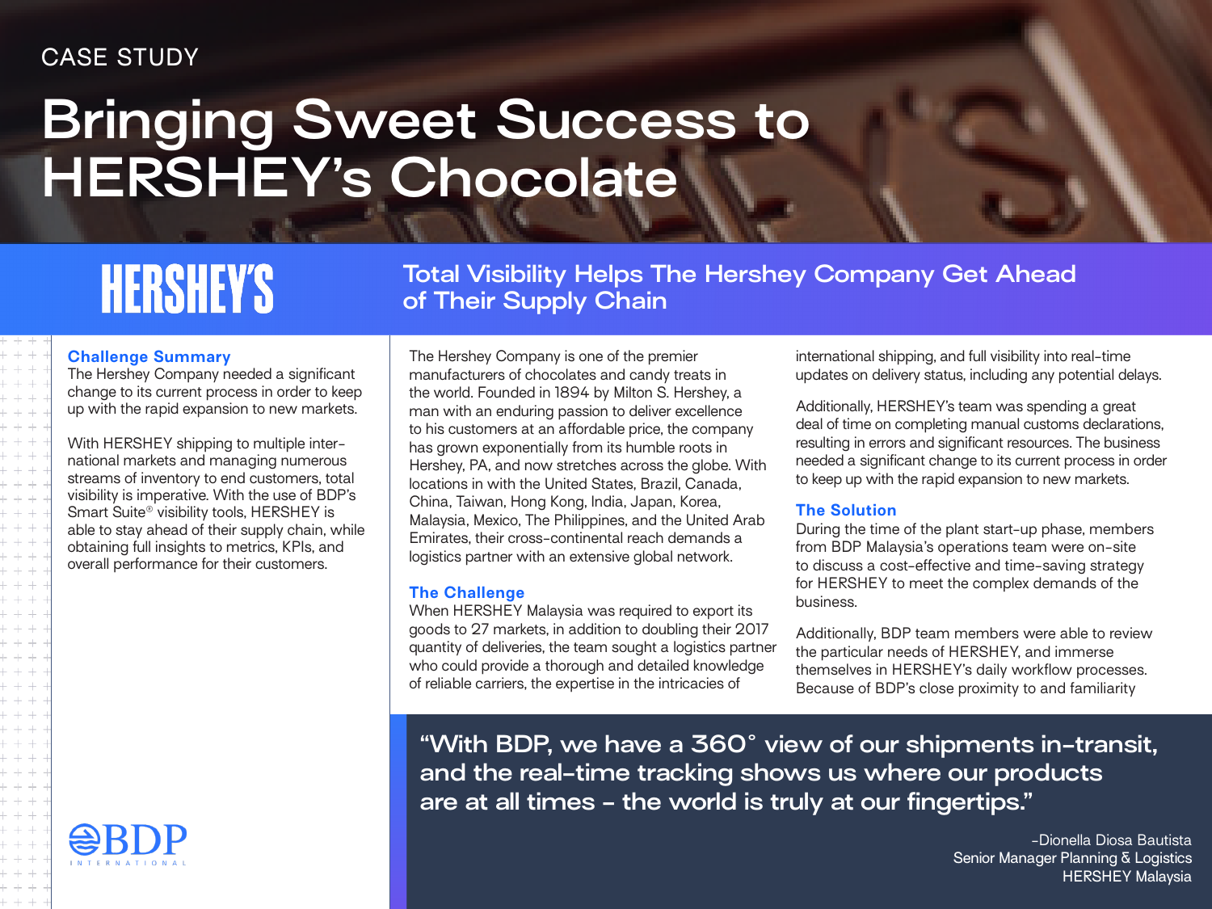CASE STUDY

# Bringing Sweet Success to HERSHEY's Chocolate

HERSHEY'S

## Total Visibility Helps The Hershey Company Get Ahead of Their Supply Chain

### Challenge Summary

The Hershey Company needed a significant change to its current process in order to keep up with the rapid expansion to new markets.

With HERSHEY shipping to multiple international markets and managing numerous streams of inventory to end customers, total visibility is imperative. With the use of BDP's Smart Suite® visibility tools, HERSHEY is able to stay ahead of their supply chain, while obtaining full insights to metrics, KPIs, and overall performance for their customers.

BDP INTERNATIONAL

The Hershey Company is one of the premier manufacturers of chocolates and candy treats in the world. Founded in 1894 by Milton S. Hershey, a man with an enduring passion to deliver excellence to his customers at an affordable price, the company has grown exponentially from its humble roots in Hershey, PA, and now stretches across the globe. With locations in with the United States, Brazil, Canada, China, Taiwan, Hong Kong, India, Japan, Korea, Malaysia, Mexico, The Philippines, and the United Arab Emirates, their cross-continental reach demands a logistics partner with an extensive global network.

### The Challenge

When HERSHEY Malaysia was required to export its goods to 27 markets, in addition to doubling their 2017 quantity of deliveries, the team sought a logistics partner who could provide a thorough and detailed knowledge of reliable carriers, the expertise in the intricacies of international shipping, and full visibility into real-time updates on delivery status, including any potential delays.

Additionally, HERSHEY's team was spending a great deal of time on completing manual customs declarations, resulting in errors and significant resources. The business needed a significant change to its current process in order to keep up with the rapid expansion to new markets.

### The Solution

During the time of the plant start-up phase, members from BDP Malaysia's operations team were on-site to discuss a cost-effective and time-saving strategy for HERSHEY to meet the complex demands of the business.

Additionally, BDP team members were able to review the particular needs of HERSHEY, and immerse themselves in HERSHEY's daily workflow processes. Because of BDP's close proximity to and familiarity

> "With BDP, we have a 360° view of our shipments in-transit, and the real-time tracking shows us where our products are at all times – the world is truly at our fingertips."
>
> -Dionella Diosa Bautista
> Senior Manager Planning & Logistics
> HERSHEY Malaysia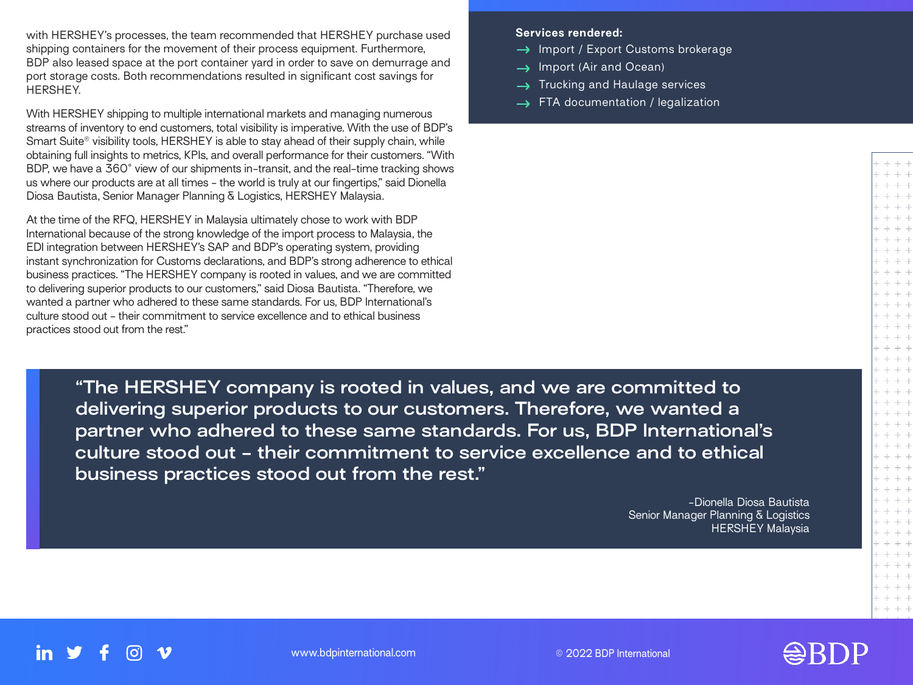with HERSHEY's processes, the team recommended that HERSHEY purchase used shipping containers for the movement of their process equipment. Furthermore, BDP also leased space at the port container yard in order to save on demurrage and port storage costs. Both recommendations resulted in significant cost savings for HERSHEY.

With HERSHEY shipping to multiple international markets and managing numerous streams of inventory to end customers, total visibility is imperative. With the use of BDP's Smart Suite® visibility tools, HERSHEY is able to stay ahead of their supply chain, while obtaining full insights to metrics, KPIs, and overall performance for their customers. "With BDP, we have a 360° view of our shipments in-transit, and the real-time tracking shows us where our products are at all times - the world is truly at our fingertips," said Dionella Diosa Bautista, Senior Manager Planning & Logistics, HERSHEY Malaysia.

At the time of the RFQ, HERSHEY in Malaysia ultimately chose to work with BDP International because of the strong knowledge of the import process to Malaysia, the EDI integration between HERSHEY's SAP and BDP's operating system, providing instant synchronization for Customs declarations, and BDP's strong adherence to ethical business practices. "The HERSHEY company is rooted in values, and we are committed to delivering superior products to our customers," said Diosa Bautista. "Therefore, we wanted a partner who adhered to these same standards. For us, BDP International's culture stood out - their commitment to service excellence and to ethical business practices stood out from the rest."

**Services rendered:**

- → Import / Export Customs brokerage
- → Import (Air and Ocean)
- → Trucking and Haulage services
- → FTA documentation / legalization

> **"The HERSHEY company is rooted in values, and we are committed to delivering superior products to our customers. Therefore, we wanted a partner who adhered to these same standards. For us, BDP International's culture stood out - their commitment to service excellence and to ethical business practices stood out from the rest."**
>
> -Dionella Diosa Bautista
> Senior Manager Planning & Logistics
> HERSHEY Malaysia

www.bdpinternational.com

© 2022 BDP International

BDP